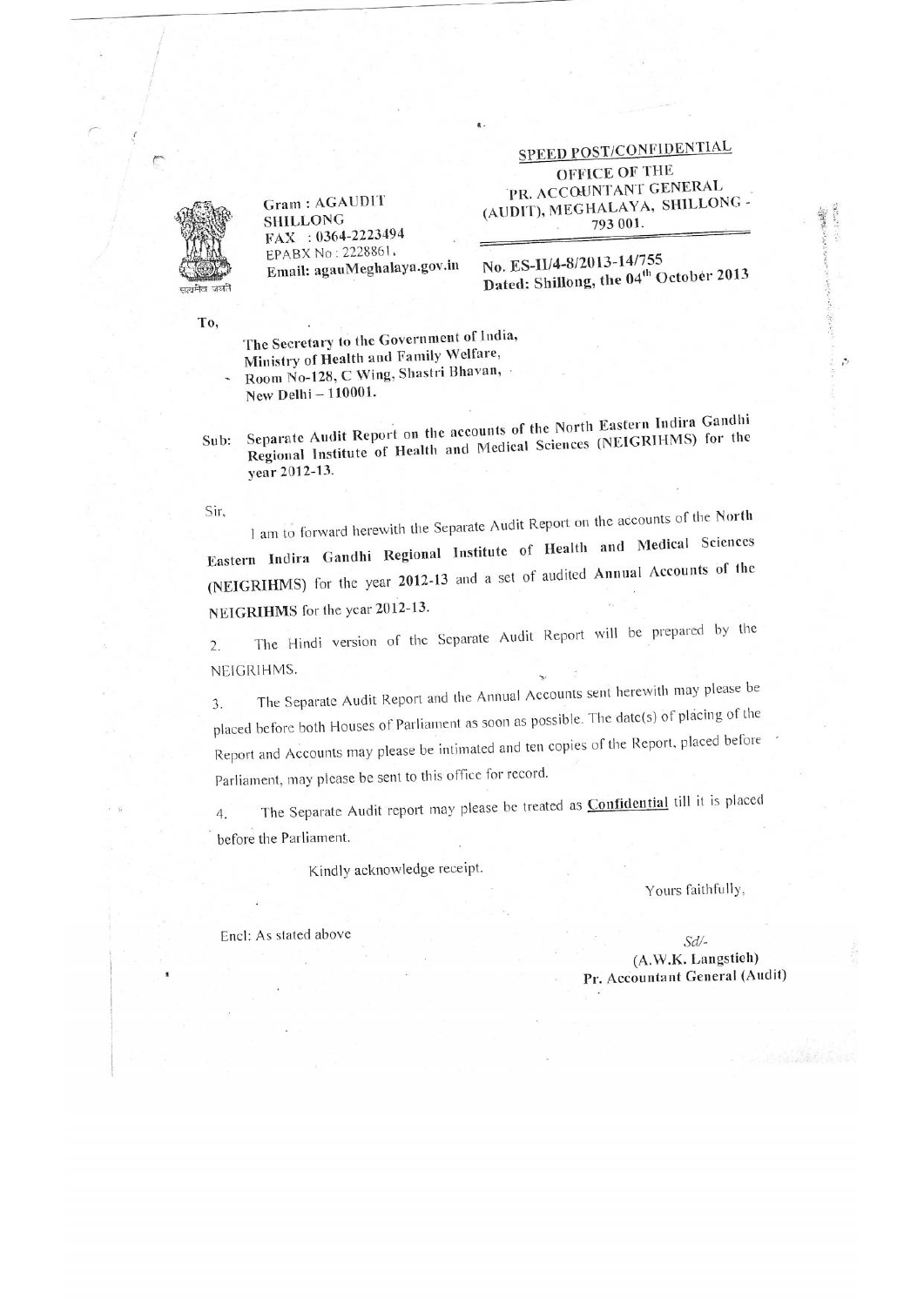Gram : AGAUDIT
SHILLONG
FAX : 0364-2223494
EPABX No : 2228861,
Email: agauMeghalaya.gov.in

**SPEED POST/CONFIDENTIAL**

**OFFICE OF THE
PR. ACCOUNTANT GENERAL
(AUDIT), MEGHALAYA, SHILLONG - 793 001.**

**No. ES-II/4-8/2013-14/755**
**Dated: Shillong, the 04th October 2013**

To,

**The Secretary to the Government of India,
Ministry of Health and Family Welfare,
Room No-128, C Wing, Shastri Bhavan,
New Delhi – 110001.**

Sub: **Separate Audit Report on the accounts of the North Eastern Indira Gandhi Regional Institute of Health and Medical Sciences (NEIGRIHMS) for the year 2012-13.**

Sir,

I am to forward herewith the Separate Audit Report on the accounts of the **North Eastern Indira Gandhi Regional Institute of Health and Medical Sciences (NEIGRIHMS)** for the year **2012-13** and a set of audited **Annual Accounts** of the **NEIGRIHMS** for the year 2012-13.

2. The Hindi version of the Separate Audit Report will be prepared by the NEIGRIHMS.

3. The Separate Audit Report and the Annual Accounts sent herewith may please be placed before both Houses of Parliament as soon as possible. The date(s) of placing of the Report and Accounts may please be intimated and ten copies of the Report, placed before Parliament, may please be sent to this office for record.

4. The Separate Audit report may please be treated as **Confidential** till it is placed before the Parliament.

Kindly acknowledge receipt.

Yours faithfully,

Encl: As stated above

*Sd/-*
**(A.W.K. Langstieh)**
**Pr. Accountant General (Audit)**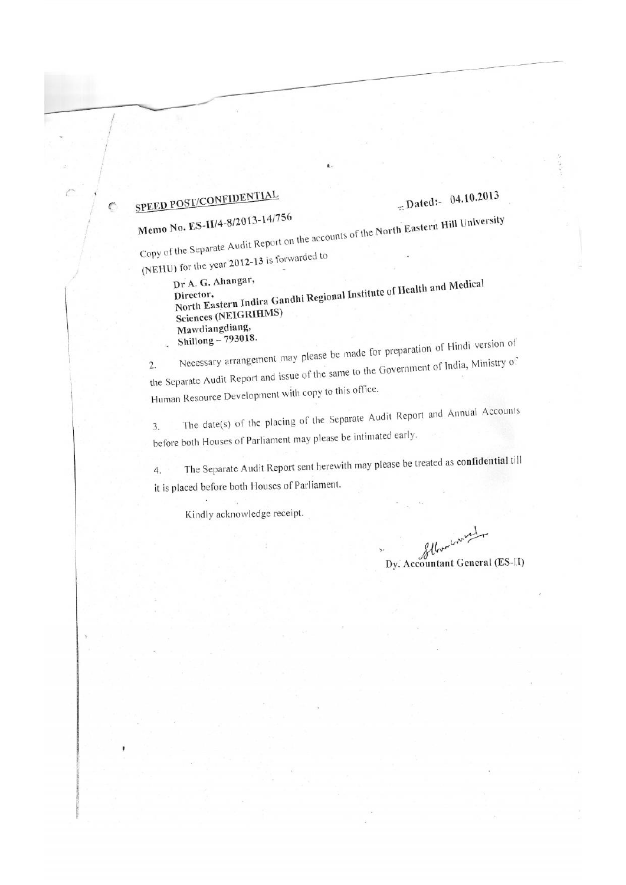**SPEED POST/CONFIDENTIAL**

Dated:- 04.10.2013

**Memo No. ES-II/4-8/2013-14/756**

Copy of the Separate Audit Report on the accounts of the North Eastern Hill University (NEHU) for the year **2012-13** is forwarded to

> **Dr A. G. Ahangar,**
> **Director,**
> **North Eastern Indira Gandhi Regional Institute of Health and Medical Sciences (NEIGRIHMS)**
> **Mawdiangdiang,**
> **Shillong – 793018.**

2. Necessary arrangement may please be made for preparation of Hindi version of the Separate Audit Report and issue of the same to the Government of India, Ministry of Human Resource Development with copy to this office.

3. The date(s) of the placing of the Separate Audit Report and Annual Accounts before both Houses of Parliament may please be intimated early.

4. The Separate Audit Report sent herewith may please be treated as **confidential** till it is placed before both Houses of Parliament.

Kindly acknowledge receipt.

**Dy. Accountant General (ES-II)**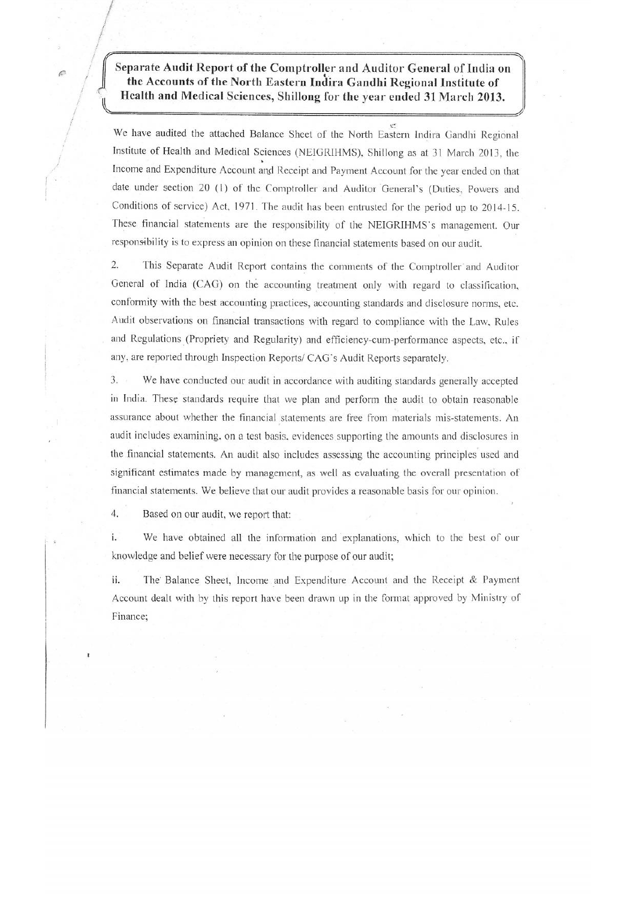## Separate Audit Report of the Comptroller and Auditor General of India on the Accounts of the North Eastern Indira Gandhi Regional Institute of Health and Medical Sciences, Shillong for the year ended 31 March 2013.

We have audited the attached Balance Sheet of the North Eastern Indira Gandhi Regional Institute of Health and Medical Sciences (NEIGRIHMS), Shillong as at 31 March 2013, the Income and Expenditure Account and Receipt and Payment Account for the year ended on that date under section 20 (1) of the Comptroller and Auditor General's (Duties, Powers and Conditions of service) Act, 1971. The audit has been entrusted for the period up to 2014-15. These financial statements are the responsibility of the NEIGRIHMS's management. Our responsibility is to express an opinion on these financial statements based on our audit.

2. This Separate Audit Report contains the comments of the Comptroller and Auditor General of India (CAG) on the accounting treatment only with regard to classification, conformity with the best accounting practices, accounting standards and disclosure norms, etc. Audit observations on financial transactions with regard to compliance with the Law, Rules and Regulations (Propriety and Regularity) and efficiency-cum-performance aspects, etc., if any, are reported through Inspection Reports/ CAG's Audit Reports separately.

3. We have conducted our audit in accordance with auditing standards generally accepted in India. These standards require that we plan and perform the audit to obtain reasonable assurance about whether the financial statements are free from materials mis-statements. An audit includes examining, on a test basis, evidences supporting the amounts and disclosures in the financial statements. An audit also includes assessing the accounting principles used and significant estimates made by management, as well as evaluating the overall presentation of financial statements. We believe that our audit provides a reasonable basis for our opinion.

4. Based on our audit, we report that:

i. We have obtained all the information and explanations, which to the best of our knowledge and belief were necessary for the purpose of our audit;

ii. The Balance Sheet, Income and Expenditure Account and the Receipt & Payment Account dealt with by this report have been drawn up in the format approved by Ministry of Finance;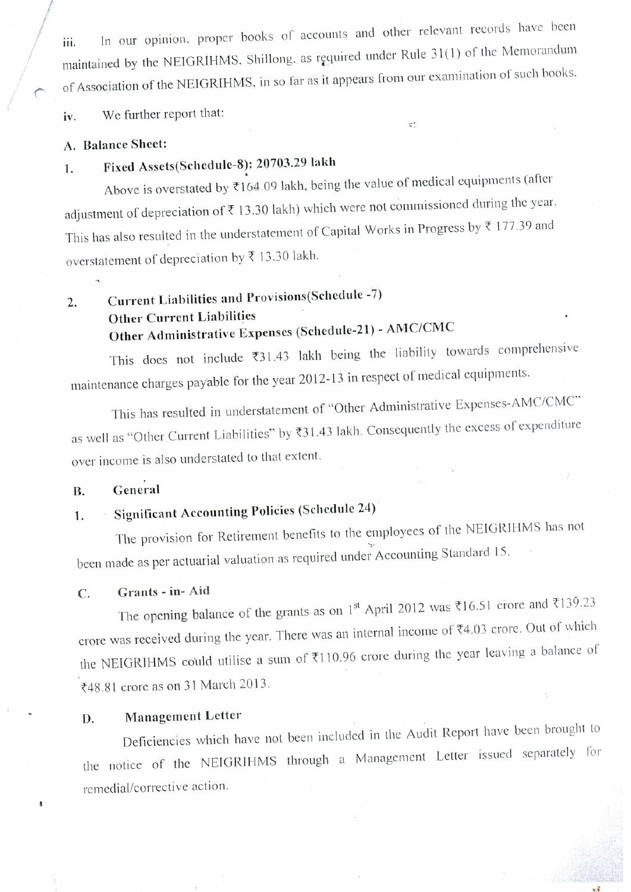iii. In our opinion, proper books of accounts and other relevant records have been maintained by the NEIGRIHMS, Shillong, as required under Rule 31(1) of the Memorandum of Association of the NEIGRIHMS, in so far as it appears from our examination of such books.

iv. We further report that:

**A. Balance Sheet:**

1. **Fixed Assets(Schedule-8): 20703.29 lakh**

Above is overstated by ₹164.09 lakh, being the value of medical equipments (after adjustment of depreciation of ₹ 13.30 lakh) which were not commissioned during the year. This has also resulted in the understatement of Capital Works in Progress by ₹ 177.39 and overstatement of depreciation by ₹ 13.30 lakh.

2. **Current Liabilities and Provisions(Schedule -7)**
**Other Current Liabilities**
**Other Administrative Expenses (Schedule-21) - AMC/CMC**

This does not include ₹31.43 lakh being the liability towards comprehensive maintenance charges payable for the year 2012-13 in respect of medical equipments.

This has resulted in understatement of "Other Administrative Expenses-AMC/CMC" as well as "Other Current Liabilities" by ₹31.43 lakh. Consequently the excess of expenditure over income is also understated to that extent.

**B. General**

1. **Significant Accounting Policies (Schedule 24)**

The provision for Retirement benefits to the employees of the NEIGRIHMS has not been made as per actuarial valuation as required under Accounting Standard 15.

**C. Grants - in- Aid**

The opening balance of the grants as on 1st April 2012 was ₹16.51 crore and ₹139.23 crore was received during the year. There was an internal income of ₹4.03 crore. Out of which the NEIGRIHMS could utilise a sum of ₹110.96 crore during the year leaving a balance of ₹48.81 crore as on 31 March 2013.

**D. Management Letter**

Deficiencies which have not been included in the Audit Report have been brought to the notice of the NEIGRIHMS through a Management Letter issued separately for remedial/corrective action.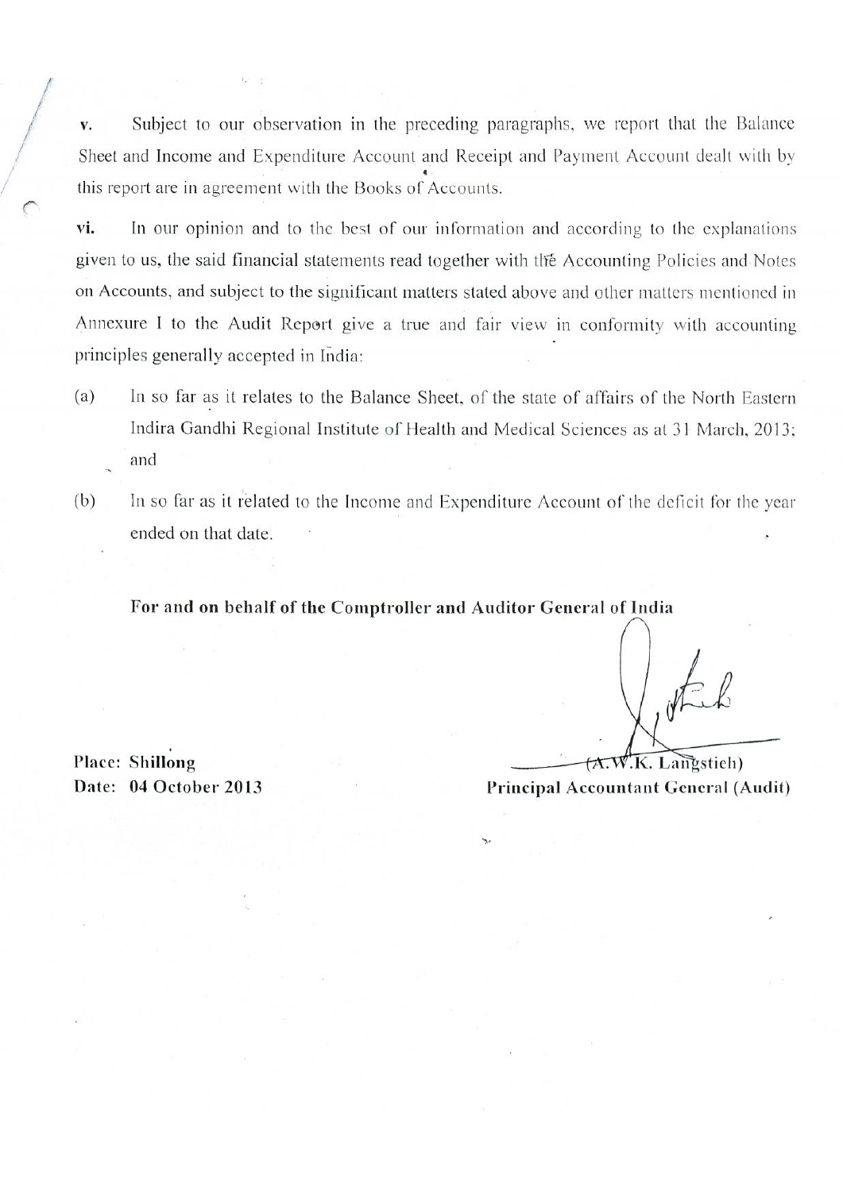**v.** Subject to our observation in the preceding paragraphs, we report that the Balance Sheet and Income and Expenditure Account and Receipt and Payment Account dealt with by this report are in agreement with the Books of Accounts.

**vi.** In our opinion and to the best of our information and according to the explanations given to us, the said financial statements read together with the Accounting Policies and Notes on Accounts, and subject to the significant matters stated above and other matters mentioned in Annexure I to the Audit Report give a true and fair view in conformity with accounting principles generally accepted in India:

(a) In so far as it relates to the Balance Sheet, of the state of affairs of the North Eastern Indira Gandhi Regional Institute of Health and Medical Sciences as at 31 March, 2013; and

(b) In so far as it related to the Income and Expenditure Account of the deficit for the year ended on that date.

**For and on behalf of the Comptroller and Auditor General of India**

**Place: Shillong**
**Date: 04 October 2013**

(A.W.K. Langstieh)
**Principal Accountant General (Audit)**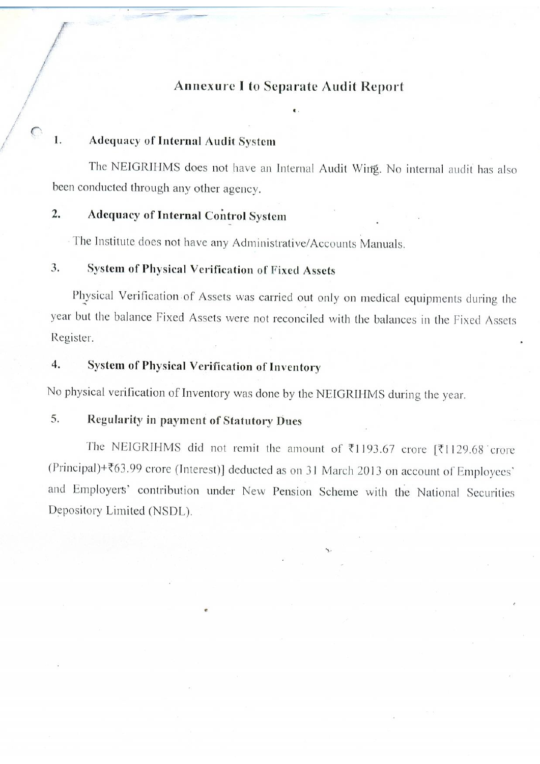# Annexure I to Separate Audit Report

## 1. Adequacy of Internal Audit System

The NEIGRIHMS does not have an Internal Audit Wing. No internal audit has also been conducted through any other agency.

## 2. Adequacy of Internal Control System

The Institute does not have any Administrative/Accounts Manuals.

## 3. System of Physical Verification of Fixed Assets

Physical Verification of Assets was carried out only on medical equipments during the year but the balance Fixed Assets were not reconciled with the balances in the Fixed Assets Register.

## 4. System of Physical Verification of Inventory

No physical verification of Inventory was done by the NEIGRIHMS during the year.

## 5. Regularity in payment of Statutory Dues

The NEIGRIHMS did not remit the amount of ₹1193.67 crore [₹1129.68 crore (Principal)+₹63.99 crore (Interest)] deducted as on 31 March 2013 on account of Employees' and Employers' contribution under New Pension Scheme with the National Securities Depository Limited (NSDL).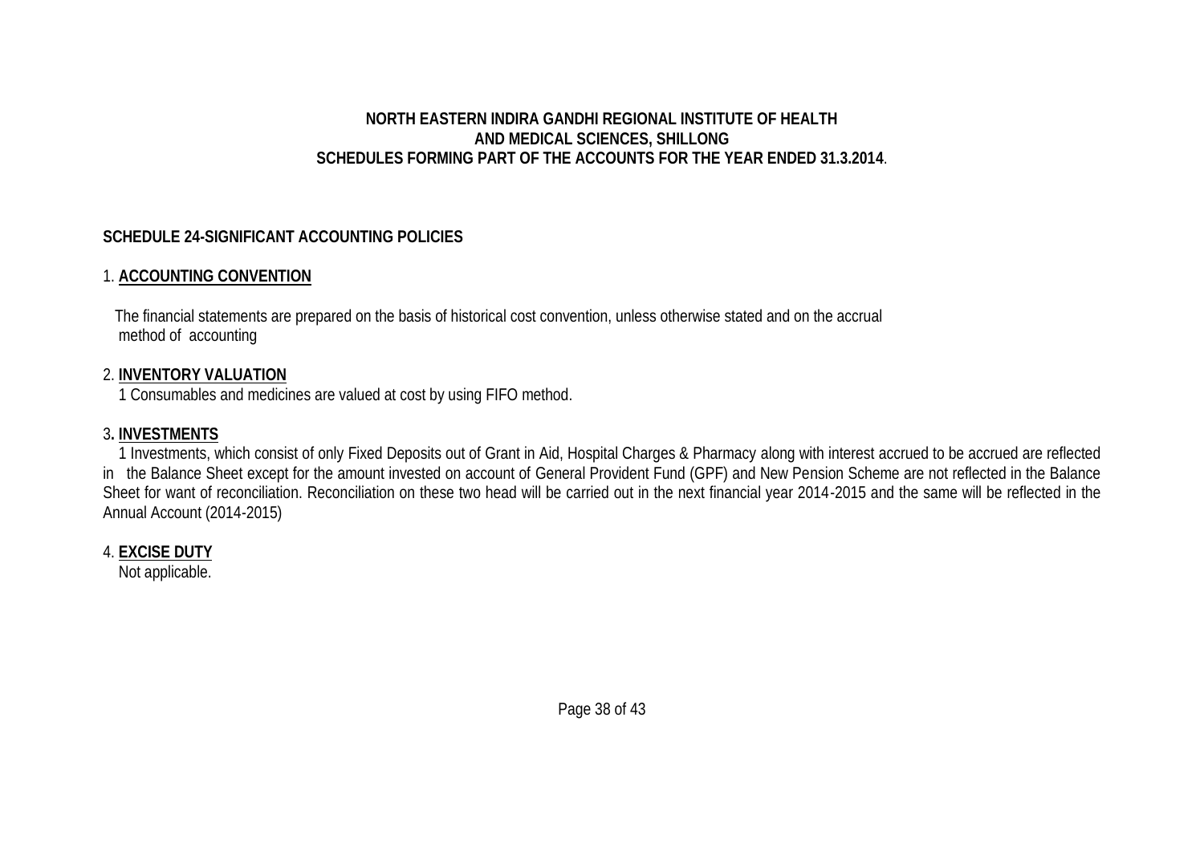**NORTH EASTERN INDIRA GANDHI REGIONAL INSTITUTE OF HEALTH AND MEDICAL SCIENCES, SHILLONG**
**SCHEDULES FORMING PART OF THE ACCOUNTS FOR THE YEAR ENDED 31.3.2014**.

## SCHEDULE 24-SIGNIFICANT ACCOUNTING POLICIES

### 1. **ACCOUNTING CONVENTION**

The financial statements are prepared on the basis of historical cost convention, unless otherwise stated and on the accrual method of accounting

### 2. **INVENTORY VALUATION**

1 Consumables and medicines are valued at cost by using FIFO method.

### 3**. INVESTMENTS**

1 Investments, which consist of only Fixed Deposits out of Grant in Aid, Hospital Charges & Pharmacy along with interest accrued to be accrued are reflected in the Balance Sheet except for the amount invested on account of General Provident Fund (GPF) and New Pension Scheme are not reflected in the Balance Sheet for want of reconciliation. Reconciliation on these two head will be carried out in the next financial year 2014-2015 and the same will be reflected in the Annual Account (2014-2015)

### 4. **EXCISE DUTY**

Not applicable.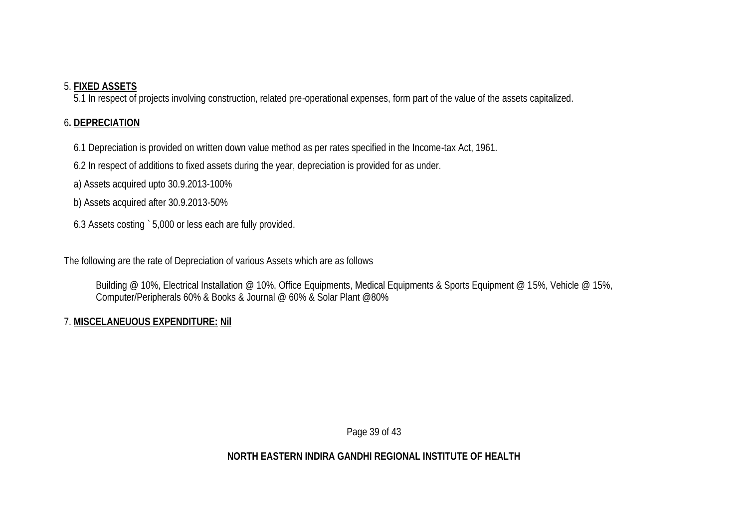5. **FIXED ASSETS**

5.1 In respect of projects involving construction, related pre-operational expenses, form part of the value of the assets capitalized.

6**. DEPRECIATION**

6.1 Depreciation is provided on written down value method as per rates specified in the Income-tax Act, 1961.

6.2 In respect of additions to fixed assets during the year, depreciation is provided for as under.

a) Assets acquired upto 30.9.2013-100%

b) Assets acquired after 30.9.2013-50%

6.3 Assets costing ` 5,000 or less each are fully provided.

The following are the rate of Depreciation of various Assets which are as follows

Building @ 10%, Electrical Installation @ 10%, Office Equipments, Medical Equipments & Sports Equipment @ 15%, Vehicle @ 15%, Computer/Peripherals 60% & Books & Journal @ 60% & Solar Plant @80%

7. **MISCELANEUOUS EXPENDITURE: Nil**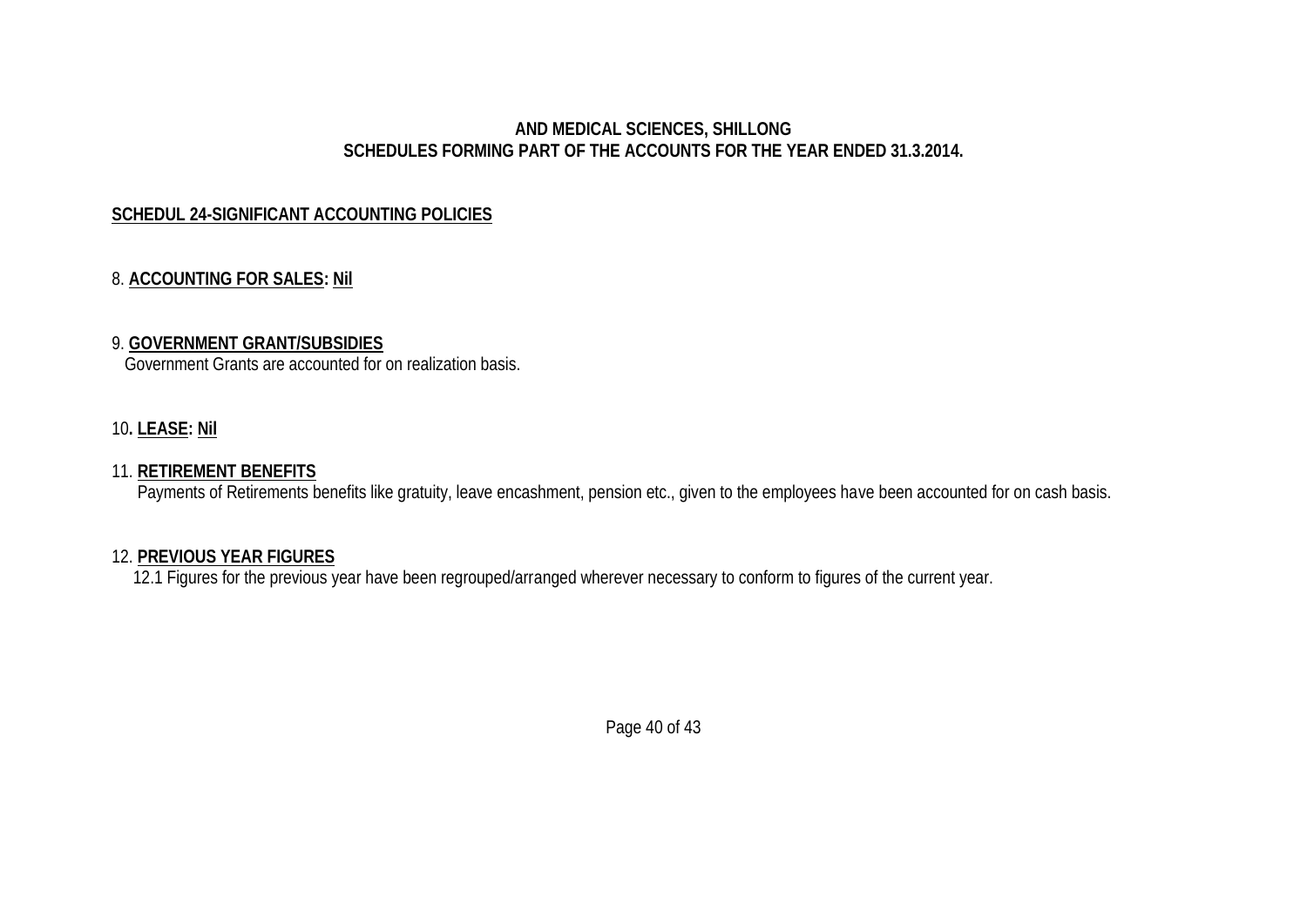**AND MEDICAL SCIENCES, SHILLONG**
**SCHEDULES FORMING PART OF THE ACCOUNTS FOR THE YEAR ENDED 31.3.2014.**

## SCHEDUL 24-SIGNIFICANT ACCOUNTING POLICIES

8. **ACCOUNTING FOR SALES: Nil**

9. **GOVERNMENT GRANT/SUBSIDIES**
Government Grants are accounted for on realization basis.

10**. LEASE: Nil**

11. **RETIREMENT BENEFITS**
Payments of Retirements benefits like gratuity, leave encashment, pension etc., given to the employees have been accounted for on cash basis.

12. **PREVIOUS YEAR FIGURES**
12.1 Figures for the previous year have been regrouped/arranged wherever necessary to conform to figures of the current year.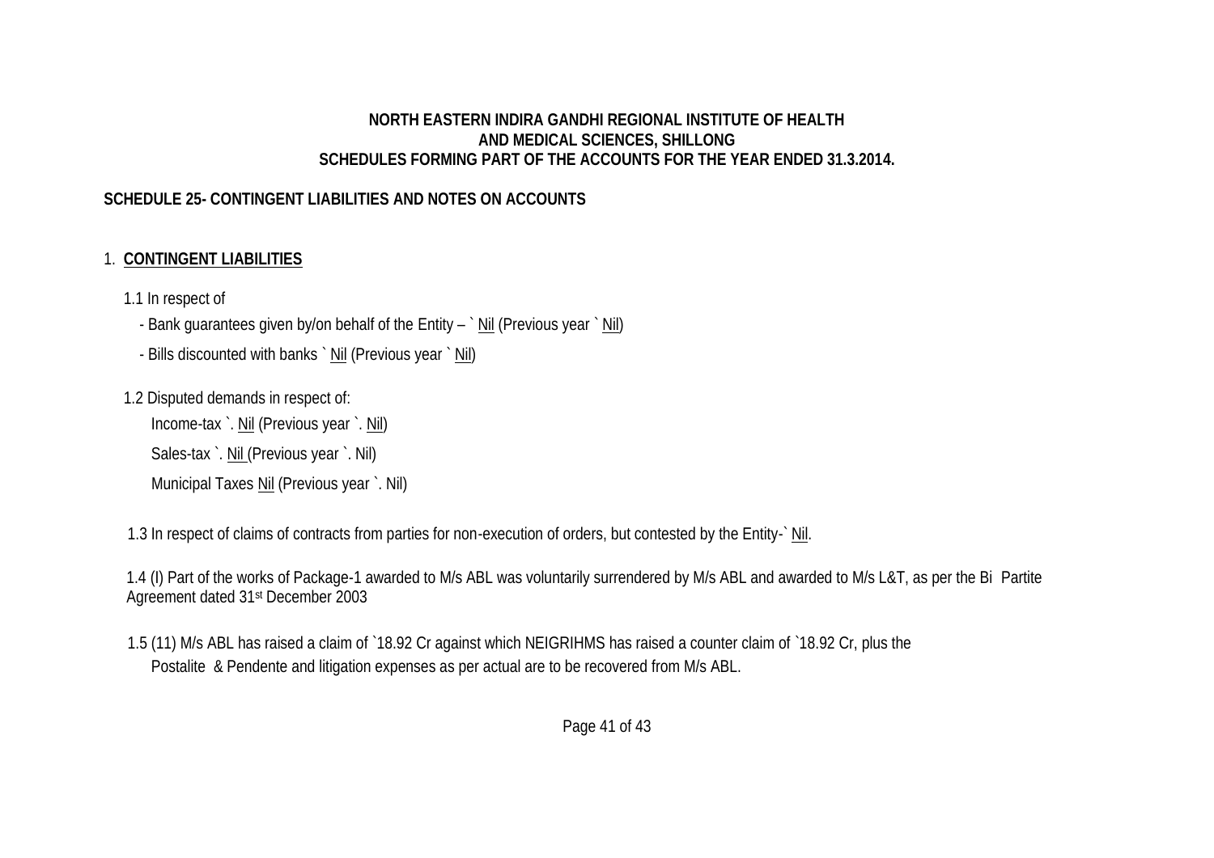**NORTH EASTERN INDIRA GANDHI REGIONAL INSTITUTE OF HEALTH AND MEDICAL SCIENCES, SHILLONG**
**SCHEDULES FORMING PART OF THE ACCOUNTS FOR THE YEAR ENDED 31.3.2014.**

**SCHEDULE 25- CONTINGENT LIABILITIES AND NOTES ON ACCOUNTS**

1. **CONTINGENT LIABILITIES**

1.1 In respect of

- Bank guarantees given by/on behalf of the Entity – ` Nil (Previous year ` Nil)
- Bills discounted with banks ` Nil (Previous year ` Nil)

1.2 Disputed demands in respect of:

Income-tax `. Nil (Previous year `. Nil)

Sales-tax `. Nil (Previous year `. Nil)

Municipal Taxes Nil (Previous year `. Nil)

1.3 In respect of claims of contracts from parties for non-execution of orders, but contested by the Entity-` Nil.

1.4 (I) Part of the works of Package-1 awarded to M/s ABL was voluntarily surrendered by M/s ABL and awarded to M/s L&T, as per the Bi Partite Agreement dated 31st December 2003

1.5 (11) M/s ABL has raised a claim of `18.92 Cr against which NEIGRIHMS has raised a counter claim of `18.92 Cr, plus the Postalite & Pendente and litigation expenses as per actual are to be recovered from M/s ABL.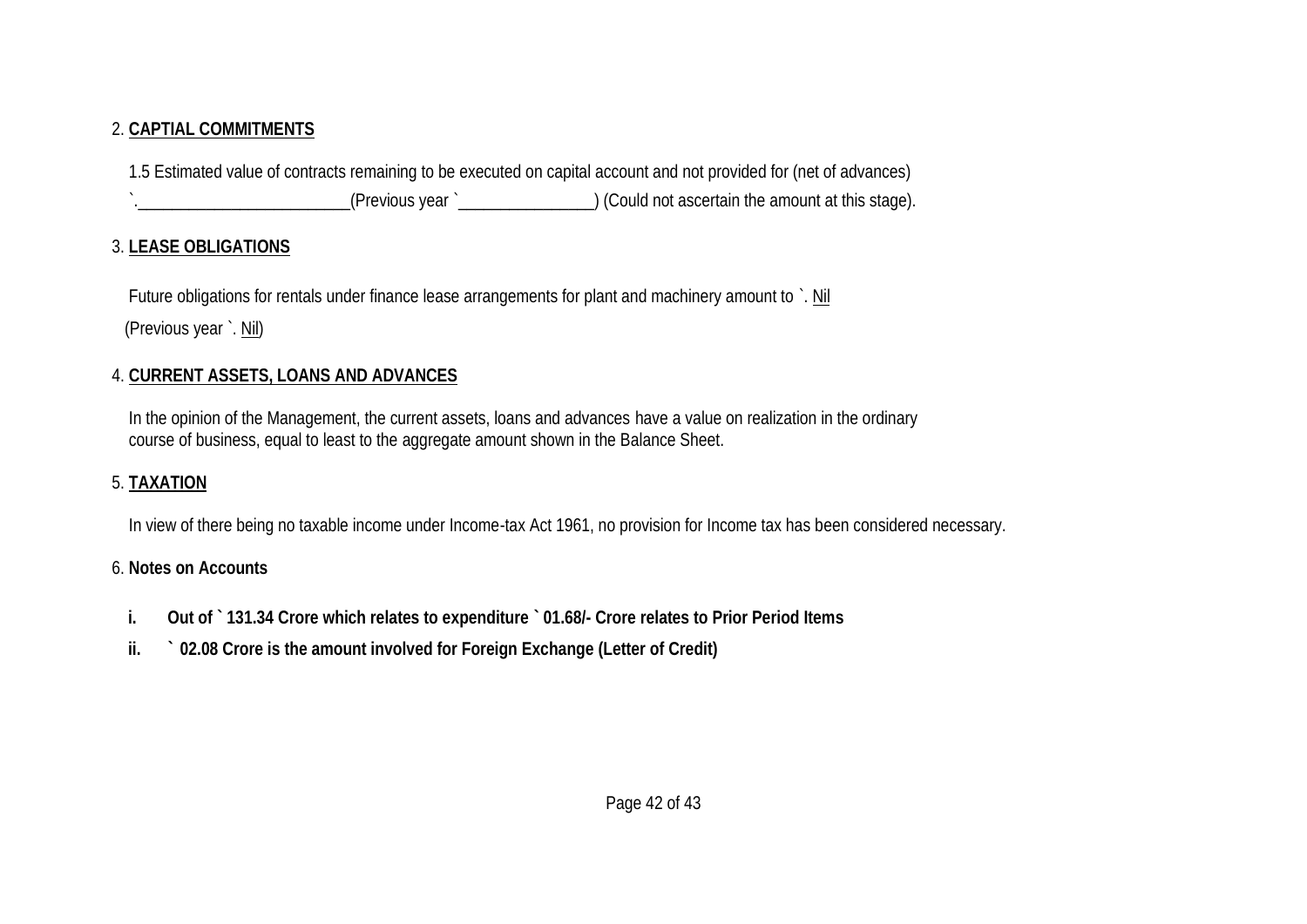2. **CAPTIAL COMMITMENTS**

1.5 Estimated value of contracts remaining to be executed on capital account and not provided for (net of advances) `.________________________(Previous year `_______________) (Could not ascertain the amount at this stage).

3. **LEASE OBLIGATIONS**

Future obligations for rentals under finance lease arrangements for plant and machinery amount to `. Nil (Previous year `. Nil)

4. **CURRENT ASSETS, LOANS AND ADVANCES**

In the opinion of the Management, the current assets, loans and advances have a value on realization in the ordinary course of business, equal to least to the aggregate amount shown in the Balance Sheet.

5. **TAXATION**

In view of there being no taxable income under Income-tax Act 1961, no provision for Income tax has been considered necessary.

6. **Notes on Accounts**

**i. Out of ` 131.34 Crore which relates to expenditure ` 01.68/- Crore relates to Prior Period Items**

**ii. ` 02.08 Crore is the amount involved for Foreign Exchange (Letter of Credit)**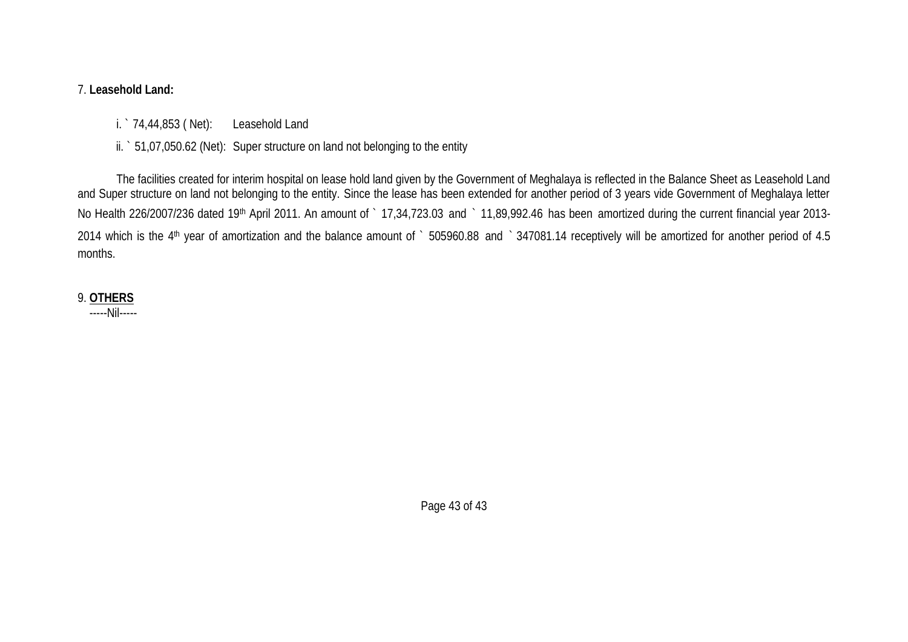7. **Leasehold Land:**

i. ` 74,44,853 ( Net): Leasehold Land

ii. ` 51,07,050.62 (Net): Super structure on land not belonging to the entity

The facilities created for interim hospital on lease hold land given by the Government of Meghalaya is reflected in the Balance Sheet as Leasehold Land and Super structure on land not belonging to the entity. Since the lease has been extended for another period of 3 years vide Government of Meghalaya letter No Health 226/2007/236 dated 19th April 2011. An amount of ` 17,34,723.03 and ` 11,89,992.46 has been amortized during the current financial year 2013-2014 which is the 4th year of amortization and the balance amount of ` 505960.88 and ` 347081.14 receptively will be amortized for another period of 4.5 months.

9. **OTHERS**

-----Nil-----